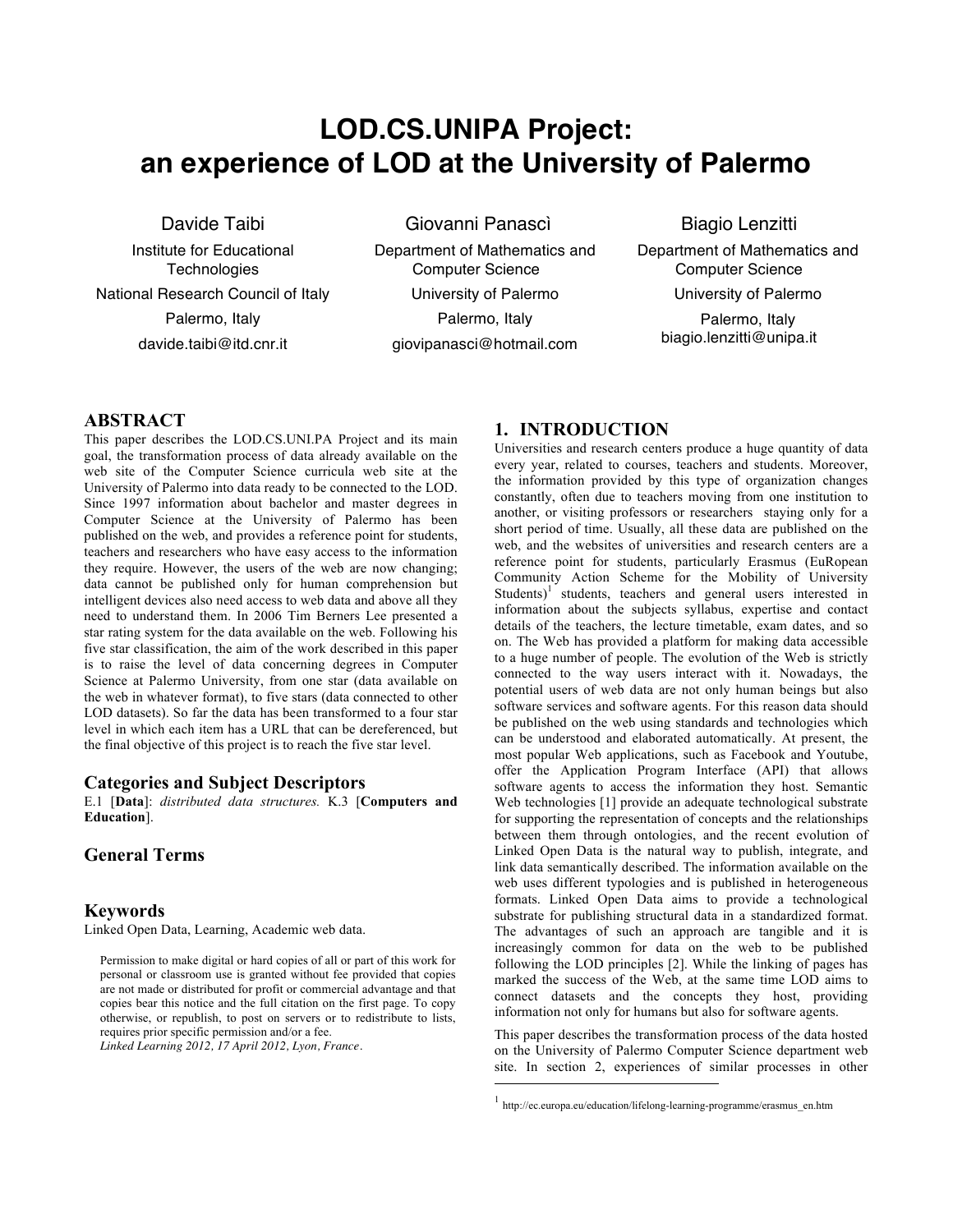# LOD.CS.UNIPA Project: an experience of LOD at the University of Palermo

Davide Taibi
Institute for Educational Technologies
National Research Council of Italy
Palermo, Italy
davide.taibi@itd.cnr.it

Giovanni Panascì
Department of Mathematics and Computer Science
University of Palermo
Palermo, Italy
giovipanasci@hotmail.com

Biagio Lenzitti
Department of Mathematics and Computer Science
University of Palermo
Palermo, Italy
biagio.lenzitti@unipa.it

## ABSTRACT

This paper describes the LOD.CS.UNI.PA Project and its main goal, the transformation process of data already available on the web site of the Computer Science curricula web site at the University of Palermo into data ready to be connected to the LOD. Since 1997 information about bachelor and master degrees in Computer Science at the University of Palermo has been published on the web, and provides a reference point for students, teachers and researchers who have easy access to the information they require. However, the users of the web are now changing; data cannot be published only for human comprehension but intelligent devices also need access to web data and above all they need to understand them. In 2006 Tim Berners Lee presented a star rating system for the data available on the web. Following his five star classification, the aim of the work described in this paper is to raise the level of data concerning degrees in Computer Science at Palermo University, from one star (data available on the web in whatever format), to five stars (data connected to other LOD datasets). So far the data has been transformed to a four star level in which each item has a URL that can be dereferenced, but the final objective of this project is to reach the five star level.

### Categories and Subject Descriptors

E.1 [**Data**]: *distributed data structures.* K.3 [**Computers and Education**].

### General Terms

### Keywords

Linked Open Data, Learning, Academic web data.

Permission to make digital or hard copies of all or part of this work for personal or classroom use is granted without fee provided that copies are not made or distributed for profit or commercial advantage and that copies bear this notice and the full citation on the first page. To copy otherwise, or republish, to post on servers or to redistribute to lists, requires prior specific permission and/or a fee.
*Linked Learning 2012, 17 April 2012, Lyon, France.*

## 1. INTRODUCTION

Universities and research centers produce a huge quantity of data every year, related to courses, teachers and students. Moreover, the information provided by this type of organization changes constantly, often due to teachers moving from one institution to another, or visiting professors or researchers staying only for a short period of time. Usually, all these data are published on the web, and the websites of universities and research centers are a reference point for students, particularly Erasmus (EuRopean Community Action Scheme for the Mobility of University Students)[1] students, teachers and general users interested in information about the subjects syllabus, expertise and contact details of the teachers, the lecture timetable, exam dates, and so on. The Web has provided a platform for making data accessible to a huge number of people. The evolution of the Web is strictly connected to the way users interact with it. Nowadays, the potential users of web data are not only human beings but also software services and software agents. For this reason data should be published on the web using standards and technologies which can be understood and elaborated automatically. At present, the most popular Web applications, such as Facebook and Youtube, offer the Application Program Interface (API) that allows software agents to access the information they host. Semantic Web technologies [1] provide an adequate technological substrate for supporting the representation of concepts and the relationships between them through ontologies, and the recent evolution of Linked Open Data is the natural way to publish, integrate, and link data semantically described. The information available on the web uses different typologies and is published in heterogeneous formats. Linked Open Data aims to provide a technological substrate for publishing structural data in a standardized format. The advantages of such an approach are tangible and it is increasingly common for data on the web to be published following the LOD principles [2]. While the linking of pages has marked the success of the Web, at the same time LOD aims to connect datasets and the concepts they host, providing information not only for humans but also for software agents.

This paper describes the transformation process of the data hosted on the University of Palermo Computer Science department web site. In section 2, experiences of similar processes in other

[1] http://ec.europa.eu/education/lifelong-learning-programme/erasmus_en.htm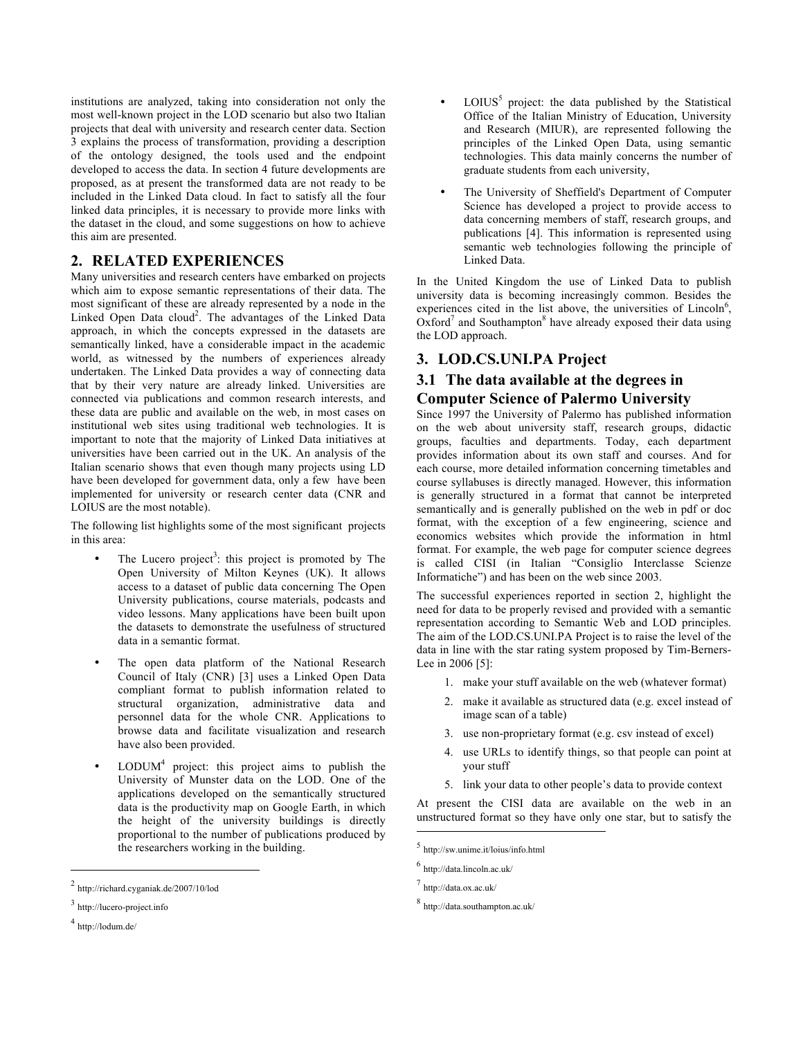institutions are analyzed, taking into consideration not only the most well-known project in the LOD scenario but also two Italian projects that deal with university and research center data. Section 3 explains the process of transformation, providing a description of the ontology designed, the tools used and the endpoint developed to access the data. In section 4 future developments are proposed, as at present the transformed data are not ready to be included in the Linked Data cloud. In fact to satisfy all the four linked data principles, it is necessary to provide more links with the dataset in the cloud, and some suggestions on how to achieve this aim are presented.

## 2. RELATED EXPERIENCES

Many universities and research centers have embarked on projects which aim to expose semantic representations of their data. The most significant of these are already represented by a node in the Linked Open Data cloud[2]. The advantages of the Linked Data approach, in which the concepts expressed in the datasets are semantically linked, have a considerable impact in the academic world, as witnessed by the numbers of experiences already undertaken. The Linked Data provides a way of connecting data that by their very nature are already linked. Universities are connected via publications and common research interests, and these data are public and available on the web, in most cases on institutional web sites using traditional web technologies. It is important to note that the majority of Linked Data initiatives at universities have been carried out in the UK. An analysis of the Italian scenario shows that even though many projects using LD have been developed for government data, only a few have been implemented for university or research center data (CNR and LOIUS are the most notable).

The following list highlights some of the most significant projects in this area:

- The Lucero project[3]: this project is promoted by The Open University of Milton Keynes (UK). It allows access to a dataset of public data concerning The Open University publications, course materials, podcasts and video lessons. Many applications have been built upon the datasets to demonstrate the usefulness of structured data in a semantic format.
- The open data platform of the National Research Council of Italy (CNR) [3] uses a Linked Open Data compliant format to publish information related to structural organization, administrative data and personnel data for the whole CNR. Applications to browse data and facilitate visualization and research have also been provided.
- LODUM[4] project: this project aims to publish the University of Munster data on the LOD. One of the applications developed on the semantically structured data is the productivity map on Google Earth, in which the height of the university buildings is directly proportional to the number of publications produced by the researchers working in the building.
- LOIUS[5] project: the data published by the Statistical Office of the Italian Ministry of Education, University and Research (MIUR), are represented following the principles of the Linked Open Data, using semantic technologies. This data mainly concerns the number of graduate students from each university,
- The University of Sheffield's Department of Computer Science has developed a project to provide access to data concerning members of staff, research groups, and publications [4]. This information is represented using semantic web technologies following the principle of Linked Data.

In the United Kingdom the use of Linked Data to publish university data is becoming increasingly common. Besides the experiences cited in the list above, the universities of Lincoln[6], Oxford[7] and Southampton[8] have already exposed their data using the LOD approach.

## 3. LOD.CS.UNI.PA Project

### 3.1 The data available at the degrees in Computer Science of Palermo University

Since 1997 the University of Palermo has published information on the web about university staff, research groups, didactic groups, faculties and departments. Today, each department provides information about its own staff and courses. And for each course, more detailed information concerning timetables and course syllabuses is directly managed. However, this information is generally structured in a format that cannot be interpreted semantically and is generally published on the web in pdf or doc format, with the exception of a few engineering, science and economics websites which provide the information in html format. For example, the web page for computer science degrees is called CISI (in Italian "Consiglio Interclasse Scienze Informatiche") and has been on the web since 2003.

The successful experiences reported in section 2, highlight the need for data to be properly revised and provided with a semantic representation according to Semantic Web and LOD principles. The aim of the LOD.CS.UNI.PA Project is to raise the level of the data in line with the star rating system proposed by Tim-Berners-Lee in 2006 [5]:

1. make your stuff available on the web (whatever format)
2. make it available as structured data (e.g. excel instead of image scan of a table)
3. use non-proprietary format (e.g. csv instead of excel)
4. use URLs to identify things, so that people can point at your stuff
5. link your data to other people's data to provide context

At present the CISI data are available on the web in an unstructured format so they have only one star, but to satisfy the

---

[2] http://richard.cyganiak.de/2007/10/lod

[3] http://lucero-project.info

[4] http://lodum.de/

[5] http://sw.unime.it/loius/info.html

[6] http://data.lincoln.ac.uk/

[7] http://data.ox.ac.uk/

[8] http://data.southampton.ac.uk/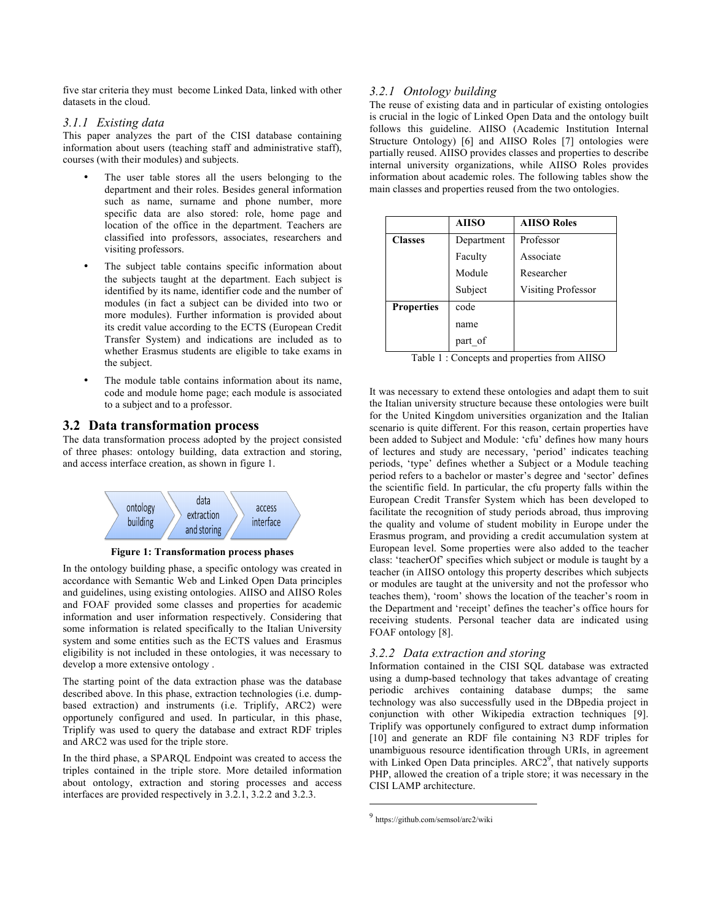five star criteria they must become Linked Data, linked with other datasets in the cloud.

#### *3.1.1 Existing data*

This paper analyzes the part of the CISI database containing information about users (teaching staff and administrative staff), courses (with their modules) and subjects.

- The user table stores all the users belonging to the department and their roles. Besides general information such as name, surname and phone number, more specific data are also stored: role, home page and location of the office in the department. Teachers are classified into professors, associates, researchers and visiting professors.
- The subject table contains specific information about the subjects taught at the department. Each subject is identified by its name, identifier code and the number of modules (in fact a subject can be divided into two or more modules). Further information is provided about its credit value according to the ECTS (European Credit Transfer System) and indications are included as to whether Erasmus students are eligible to take exams in the subject.
- The module table contains information about its name, code and module home page; each module is associated to a subject and to a professor.

### 3.2 Data transformation process

The data transformation process adopted by the project consisted of three phases: ontology building, data extraction and storing, and access interface creation, as shown in figure 1.

ontology building → data extraction and storing → access interface

**Figure 1: Transformation process phases**

In the ontology building phase, a specific ontology was created in accordance with Semantic Web and Linked Open Data principles and guidelines, using existing ontologies. AIISO and AIISO Roles and FOAF provided some classes and properties for academic information and user information respectively. Considering that some information is related specifically to the Italian University system and some entities such as the ECTS values and Erasmus eligibility is not included in these ontologies, it was necessary to develop a more extensive ontology .

The starting point of the data extraction phase was the database described above. In this phase, extraction technologies (i.e. dump-based extraction) and instruments (i.e. Triplify, ARC2) were opportunely configured and used. In particular, in this phase, Triplify was used to query the database and extract RDF triples and ARC2 was used for the triple store.

In the third phase, a SPARQL Endpoint was created to access the triples contained in the triple store. More detailed information about ontology, extraction and storing processes and access interfaces are provided respectively in 3.2.1, 3.2.2 and 3.2.3.

#### *3.2.1 Ontology building*

The reuse of existing data and in particular of existing ontologies is crucial in the logic of Linked Open Data and the ontology built follows this guideline. AIISO (Academic Institution Internal Structure Ontology) [6] and AIISO Roles [7] ontologies were partially reused. AIISO provides classes and properties to describe internal university organizations, while AIISO Roles provides information about academic roles. The following tables show the main classes and properties reused from the two ontologies.

| | **AIISO** | **AIISO Roles** |
|---|---|---|
| **Classes** | Department | Professor |
| | Faculty | Associate |
| | Module | Researcher |
| | Subject | Visiting Professor |
| **Properties** | code | |
| | name | |
| | part_of | |

Table 1 : Concepts and properties from AIISO

It was necessary to extend these ontologies and adapt them to suit the Italian university structure because these ontologies were built for the United Kingdom universities organization and the Italian scenario is quite different. For this reason, certain properties have been added to Subject and Module: 'cfu' defines how many hours of lectures and study are necessary, 'period' indicates teaching periods, 'type' defines whether a Subject or a Module teaching period refers to a bachelor or master's degree and 'sector' defines the scientific field. In particular, the cfu property falls within the European Credit Transfer System which has been developed to facilitate the recognition of study periods abroad, thus improving the quality and volume of student mobility in Europe under the Erasmus program, and providing a credit accumulation system at European level. Some properties were also added to the teacher class: 'teacherOf' specifies which subject or module is taught by a teacher (in AIISO ontology this property describes which subjects or modules are taught at the university and not the professor who teaches them), 'room' shows the location of the teacher's room in the Department and 'receipt' defines the teacher's office hours for receiving students. Personal teacher data are indicated using FOAF ontology [8].

#### *3.2.2 Data extraction and storing*

Information contained in the CISI SQL database was extracted using a dump-based technology that takes advantage of creating periodic archives containing database dumps; the same technology was also successfully used in the DBpedia project in conjunction with other Wikipedia extraction techniques [9]. Triplify was opportunely configured to extract dump information [10] and generate an RDF file containing N3 RDF triples for unambiguous resource identification through URIs, in agreement with Linked Open Data principles. ARC2[9], that natively supports PHP, allowed the creation of a triple store; it was necessary in the CISI LAMP architecture.

---

[9] https://github.com/semsol/arc2/wiki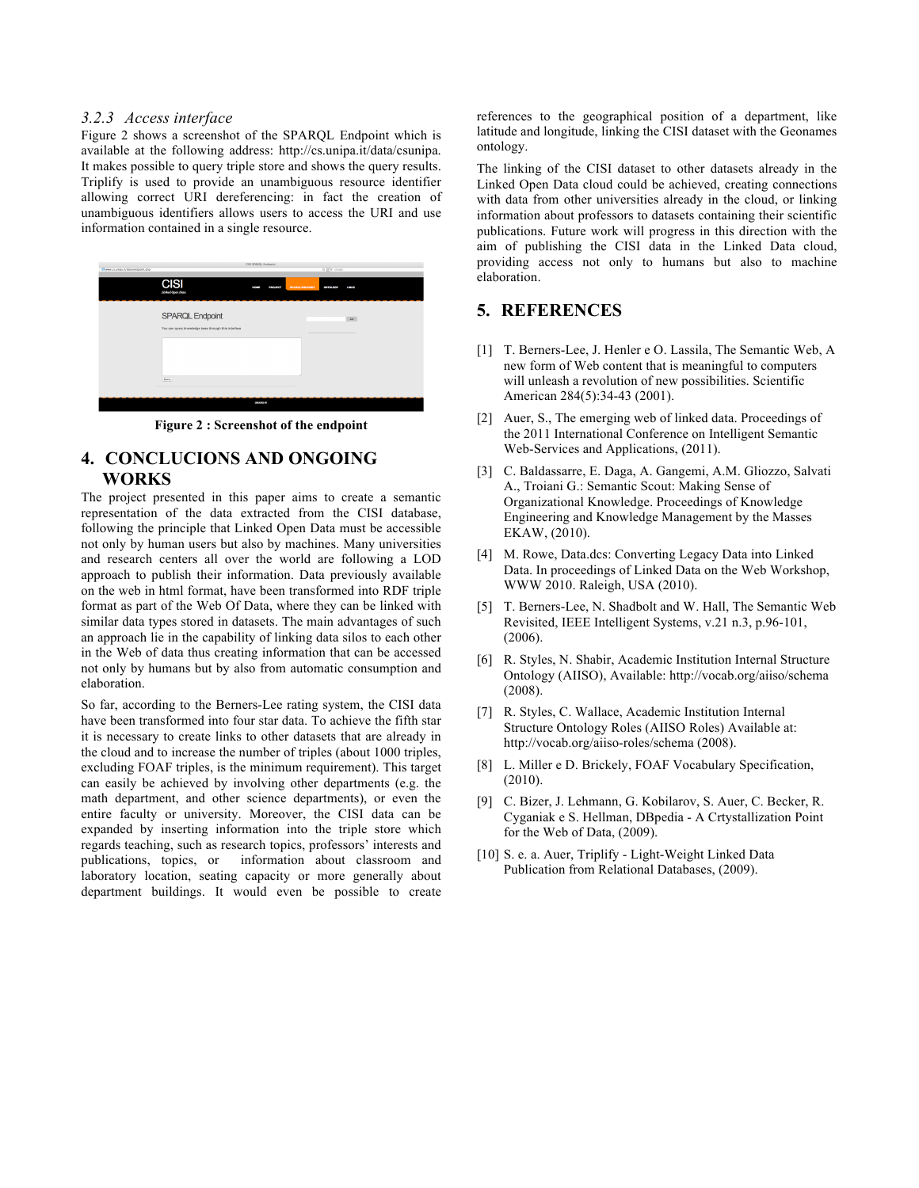### 3.2.3 Access interface

Figure 2 shows a screenshot of the SPARQL Endpoint which is available at the following address: http://cs.unipa.it/data/csunipa. It makes possible to query triple store and shows the query results. Triplify is used to provide an unambiguous resource identifier allowing correct URI dereferencing: in fact the creation of unambiguous identifiers allows users to access the URI and use information contained in a single resource.

**Figure 2 : Screenshot of the endpoint**

## 4. CONCLUCIONS AND ONGOING WORKS

The project presented in this paper aims to create a semantic representation of the data extracted from the CISI database, following the principle that Linked Open Data must be accessible not only by human users but also by machines. Many universities and research centers all over the world are following a LOD approach to publish their information. Data previously available on the web in html format, have been transformed into RDF triple format as part of the Web Of Data, where they can be linked with similar data types stored in datasets. The main advantages of such an approach lie in the capability of linking data silos to each other in the Web of data thus creating information that can be accessed not only by humans but by also from automatic consumption and elaboration.

So far, according to the Berners-Lee rating system, the CISI data have been transformed into four star data. To achieve the fifth star it is necessary to create links to other datasets that are already in the cloud and to increase the number of triples (about 1000 triples, excluding FOAF triples, is the minimum requirement). This target can easily be achieved by involving other departments (e.g. the math department, and other science departments), or even the entire faculty or university. Moreover, the CISI data can be expanded by inserting information into the triple store which regards teaching, such as research topics, professors' interests and publications, topics, or information about classroom and laboratory location, seating capacity or more generally about department buildings. It would even be possible to create references to the geographical position of a department, like latitude and longitude, linking the CISI dataset with the Geonames ontology.

The linking of the CISI dataset to other datasets already in the Linked Open Data cloud could be achieved, creating connections with data from other universities already in the cloud, or linking information about professors to datasets containing their scientific publications. Future work will progress in this direction with the aim of publishing the CISI data in the Linked Data cloud, providing access not only to humans but also to machine elaboration.

## 5. REFERENCES

[1] T. Berners-Lee, J. Henler e O. Lassila, The Semantic Web, A new form of Web content that is meaningful to computers will unleash a revolution of new possibilities. Scientific American 284(5):34-43 (2001).

[2] Auer, S., The emerging web of linked data. Proceedings of the 2011 International Conference on Intelligent Semantic Web-Services and Applications, (2011).

[3] C. Baldassarre, E. Daga, A. Gangemi, A.M. Gliozzo, Salvati A., Troiani G.: Semantic Scout: Making Sense of Organizational Knowledge. Proceedings of Knowledge Engineering and Knowledge Management by the Masses EKAW, (2010).

[4] M. Rowe, Data.dcs: Converting Legacy Data into Linked Data. In proceedings of Linked Data on the Web Workshop, WWW 2010. Raleigh, USA (2010).

[5] T. Berners-Lee, N. Shadbolt and W. Hall, The Semantic Web Revisited, IEEE Intelligent Systems, v.21 n.3, p.96-101, (2006).

[6] R. Styles, N. Shabir, Academic Institution Internal Structure Ontology (AIISO), Available: http://vocab.org/aiiso/schema (2008).

[7] R. Styles, C. Wallace, Academic Institution Internal Structure Ontology Roles (AIISO Roles) Available at: http://vocab.org/aiiso-roles/schema (2008).

[8] L. Miller e D. Brickely, FOAF Vocabulary Specification, (2010).

[9] C. Bizer, J. Lehmann, G. Kobilarov, S. Auer, C. Becker, R. Cyganiak e S. Hellman, DBpedia - A Crtystallization Point for the Web of Data, (2009).

[10] S. e. a. Auer, Triplify - Light-Weight Linked Data Publication from Relational Databases, (2009).